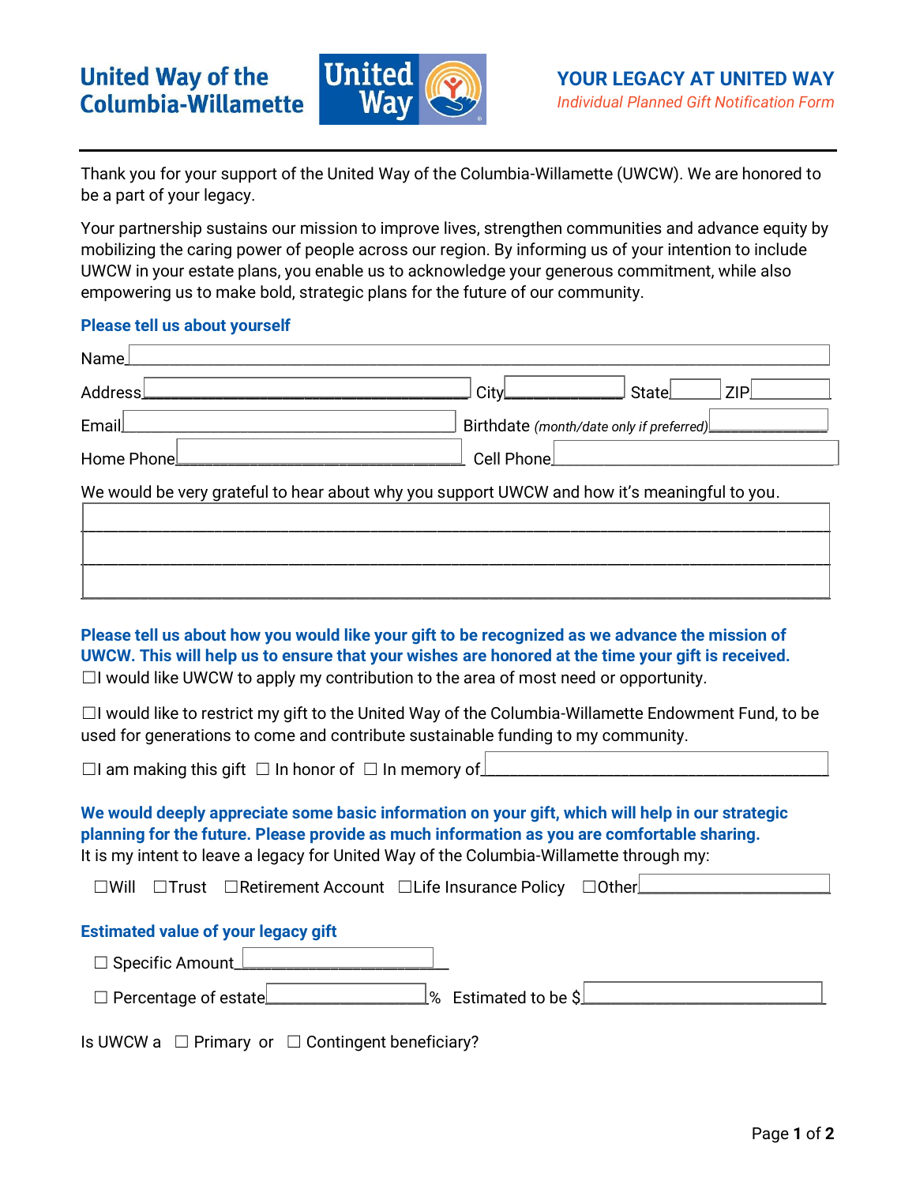United Way of the Columbia-Willamette

# YOUR LEGACY AT UNITED WAY

*Individual Planned Gift Notification Form*

Thank you for your support of the United Way of the Columbia-Willamette (UWCW). We are honored to be a part of your legacy.

Your partnership sustains our mission to improve lives, strengthen communities and advance equity by mobilizing the caring power of people across our region. By informing us of your intention to include UWCW in your estate plans, you enable us to acknowledge your generous commitment, while also empowering us to make bold, strategic plans for the future of our community.

## Please tell us about yourself

Name ______________________________________________

Address ______________________ City ____________ State ______ ZIP ________

Email ______________________ Birthdate *(month/date only if preferred)* ____________

Home Phone ______________________ Cell Phone ______________________

We would be very grateful to hear about why you support UWCW and how it's meaningful to you.

______________________________________________

______________________________________________

______________________________________________

## Please tell us about how you would like your gift to be recognized as we advance the mission of UWCW. This will help us to ensure that your wishes are honored at the time your gift is received.

☐I would like UWCW to apply my contribution to the area of most need or opportunity.

☐I would like to restrict my gift to the United Way of the Columbia-Willamette Endowment Fund, to be used for generations to come and contribute sustainable funding to my community.

☐I am making this gift ☐ In honor of ☐ In memory of ______________________

## We would deeply appreciate some basic information on your gift, which will help us in our strategic planning for the future. Please provide as much information as you are comfortable sharing.

It is my intent to leave a legacy for United Way of the Columbia-Willamette through my:

☐Will ☐Trust ☐Retirement Account ☐Life Insurance Policy ☐Other ____________

## Estimated value of your legacy gift

☐ Specific Amount ____________

☐ Percentage of estate ____________% Estimated to be $ ____________

Is UWCW a ☐ Primary or ☐ Contingent beneficiary?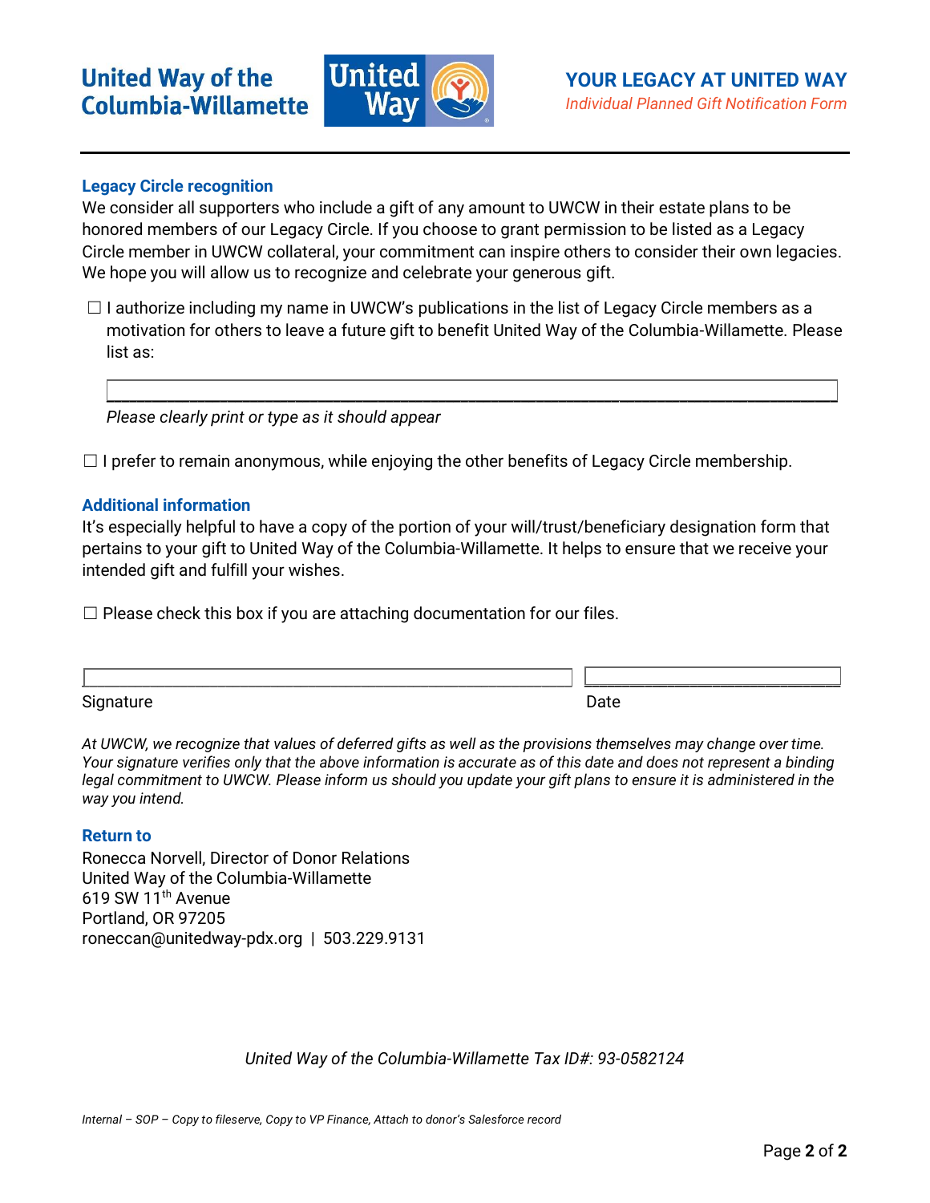**United Way of the Columbia-Willamette**

**YOUR LEGACY AT UNITED WAY**
*Individual Planned Gift Notification Form*

---

### Legacy Circle recognition

We consider all supporters who include a gift of any amount to UWCW in their estate plans to be honored members of our Legacy Circle. If you choose to grant permission to be listed as a Legacy Circle member in UWCW collateral, your commitment can inspire others to consider their own legacies. We hope you will allow us to recognize and celebrate your generous gift.

☐ I authorize including my name in UWCW's publications in the list of Legacy Circle members as a motivation for others to leave a future gift to benefit United Way of the Columbia-Willamette. Please list as:

______________________________________________________________________________

*Please clearly print or type as it should appear*

☐ I prefer to remain anonymous, while enjoying the other benefits of Legacy Circle membership.

### Additional information

It's especially helpful to have a copy of the portion of your will/trust/beneficiary designation form that pertains to your gift to United Way of the Columbia-Willamette. It helps to ensure that we receive your intended gift and fulfill your wishes.

☐ Please check this box if you are attaching documentation for our files.

______________________________________________________ ____________________________

Signature Date

*At UWCW, we recognize that values of deferred gifts as well as the provisions themselves may change over time. Your signature verifies only that the above information is accurate as of this date and does not represent a binding legal commitment to UWCW. Please inform us should you update your gift plans to ensure it is administered in the way you intend.*

### Return to

Ronecca Norvell, Director of Donor Relations
United Way of the Columbia-Willamette
619 SW 11th Avenue
Portland, OR 97205
roneccan@unitedway-pdx.org | 503.229.9131

*United Way of the Columbia-Willamette Tax ID#: 93-0582124*

*Internal – SOP – Copy to fileserve, Copy to VP Finance, Attach to donor's Salesforce record*